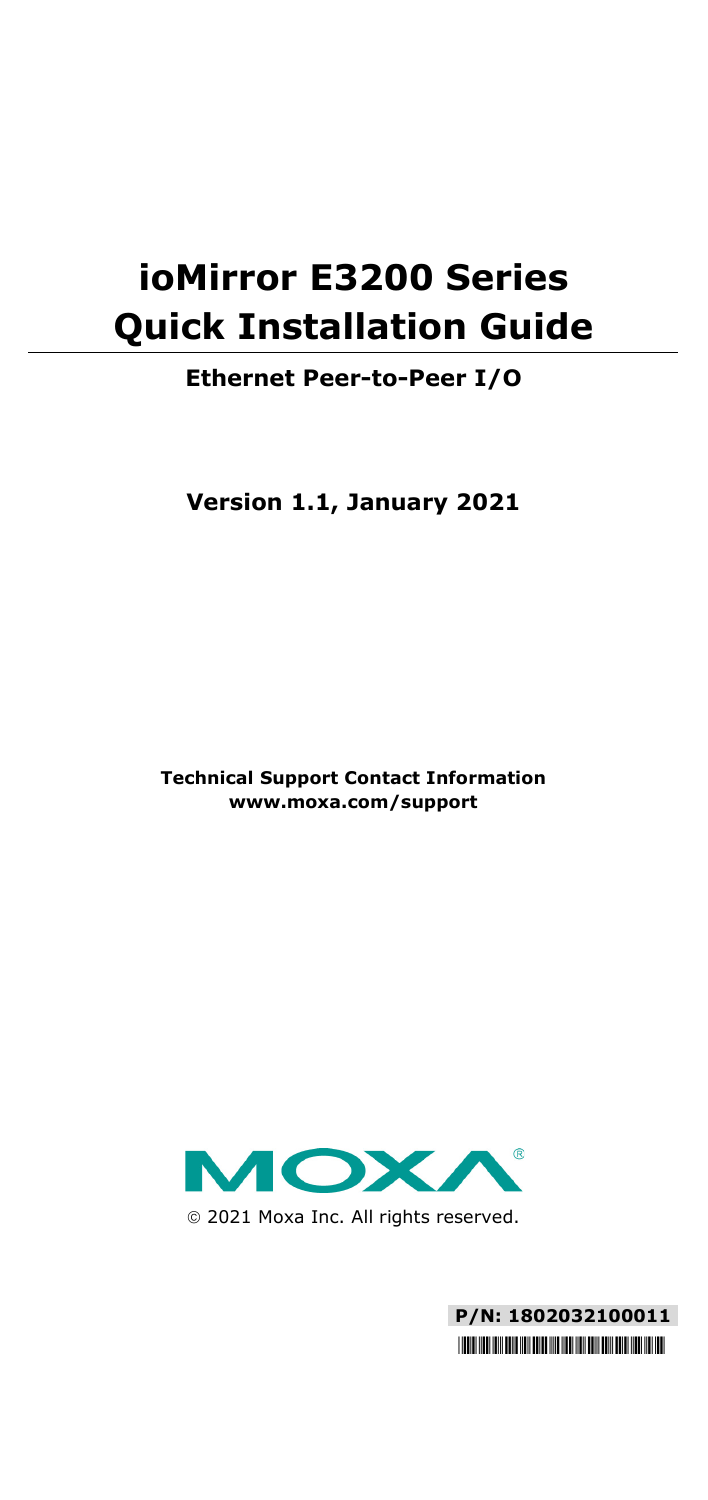# ioMirror E3200 Series Quick Installation Guide

**Ethernet Peer-to-Peer I/O**

**Version 1.1, January 2021**

**Technical Support Contact Information**
**www.moxa.com/support**

© 2021 Moxa Inc. All rights reserved.

**P/N: 1802032100011**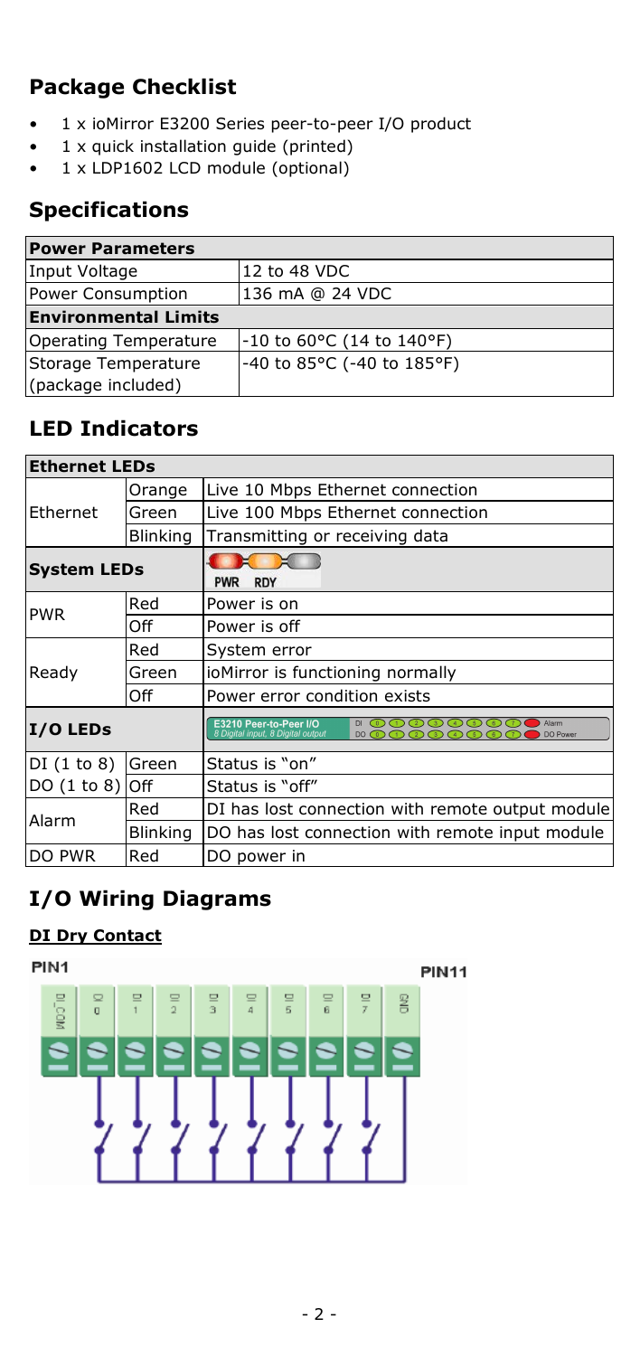## Package Checklist

- 1 x ioMirror E3200 Series peer-to-peer I/O product
- 1 x quick installation guide (printed)
- 1 x LDP1602 LCD module (optional)

## Specifications

| Power Parameters | |
|---|---|
| Input Voltage | 12 to 48 VDC |
| Power Consumption | 136 mA @ 24 VDC |
| **Environmental Limits** | |
| Operating Temperature | -10 to 60°C (14 to 140°F) |
| Storage Temperature (package included) | -40 to 85°C (-40 to 185°F) |

## LED Indicators

| Ethernet LEDs | | |
|---|---|---|
| Ethernet | Orange | Live 10 Mbps Ethernet connection |
| | Green | Live 100 Mbps Ethernet connection |
| | Blinking | Transmitting or receiving data |
| **System LEDs** | | PWR RDY |
| PWR | Red | Power is on |
| | Off | Power is off |
| Ready | Red | System error |
| | Green | ioMirror is functioning normally |
| | Off | Power error condition exists |
| **I/O LEDs** | | E3210 Peer-to-Peer I/O 8 Digital input, 8 Digital output DI 0 1 2 3 4 5 6 7 Alarm DO 0 1 2 3 4 5 6 7 DO Power |
| DI (1 to 8) | Green | Status is "on" |
| DO (1 to 8) | Off | Status is "off" |
| Alarm | Red | DI has lost connection with remote output module |
| | Blinking | DO has lost connection with remote input module |
| DO PWR | Red | DO power in |

## I/O Wiring Diagrams

### DI Dry Contact

PIN1 PIN11

DI_COM DI 0 DI 1 DI 2 DI 3 DI 4 DI 5 DI 6 DI 7 GND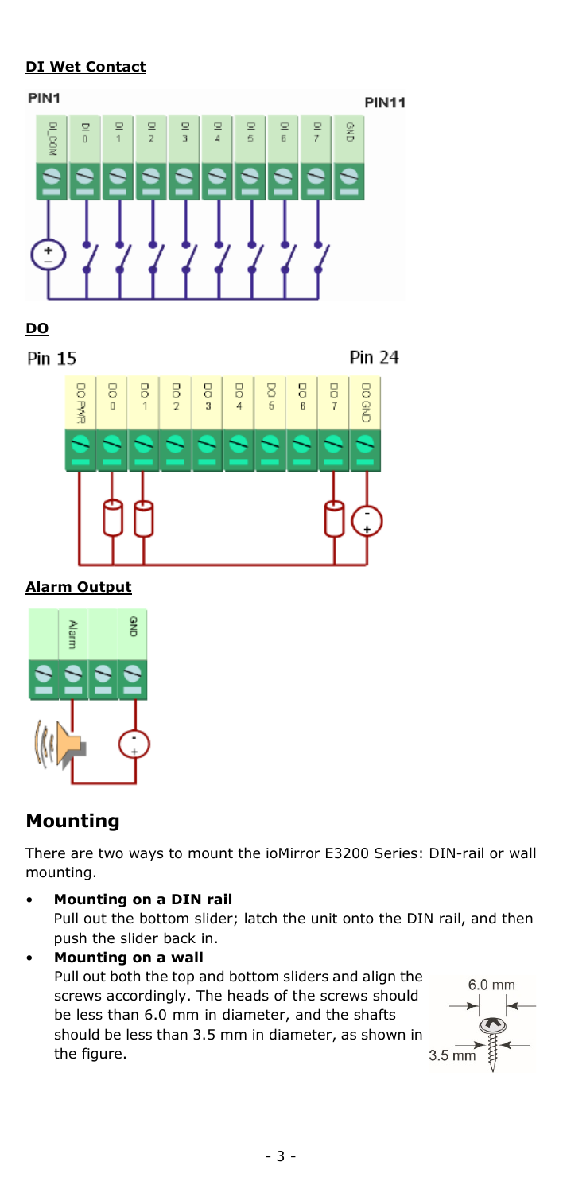**DI Wet Contact**

PIN1 PIN11

DI_COM DI 0 DI 1 DI 2 DI 3 DI 4 DI 5 DI 6 DI 7 GND

**DO**

Pin 15 Pin 24

DO PWR DO 0 DO 1 DO 2 DO 3 DO 4 DO 5 DO 6 DO 7 DO GND

**Alarm Output**

Alarm GND

## Mounting

There are two ways to mount the ioMirror E3200 Series: DIN-rail or wall mounting.

- **Mounting on a DIN rail**
  Pull out the bottom slider; latch the unit onto the DIN rail, and then push the slider back in.
- **Mounting on a wall**
  Pull out both the top and bottom sliders and align the screws accordingly. The heads of the screws should be less than 6.0 mm in diameter, and the shafts should be less than 3.5 mm in diameter, as shown in the figure.

6.0 mm

3.5 mm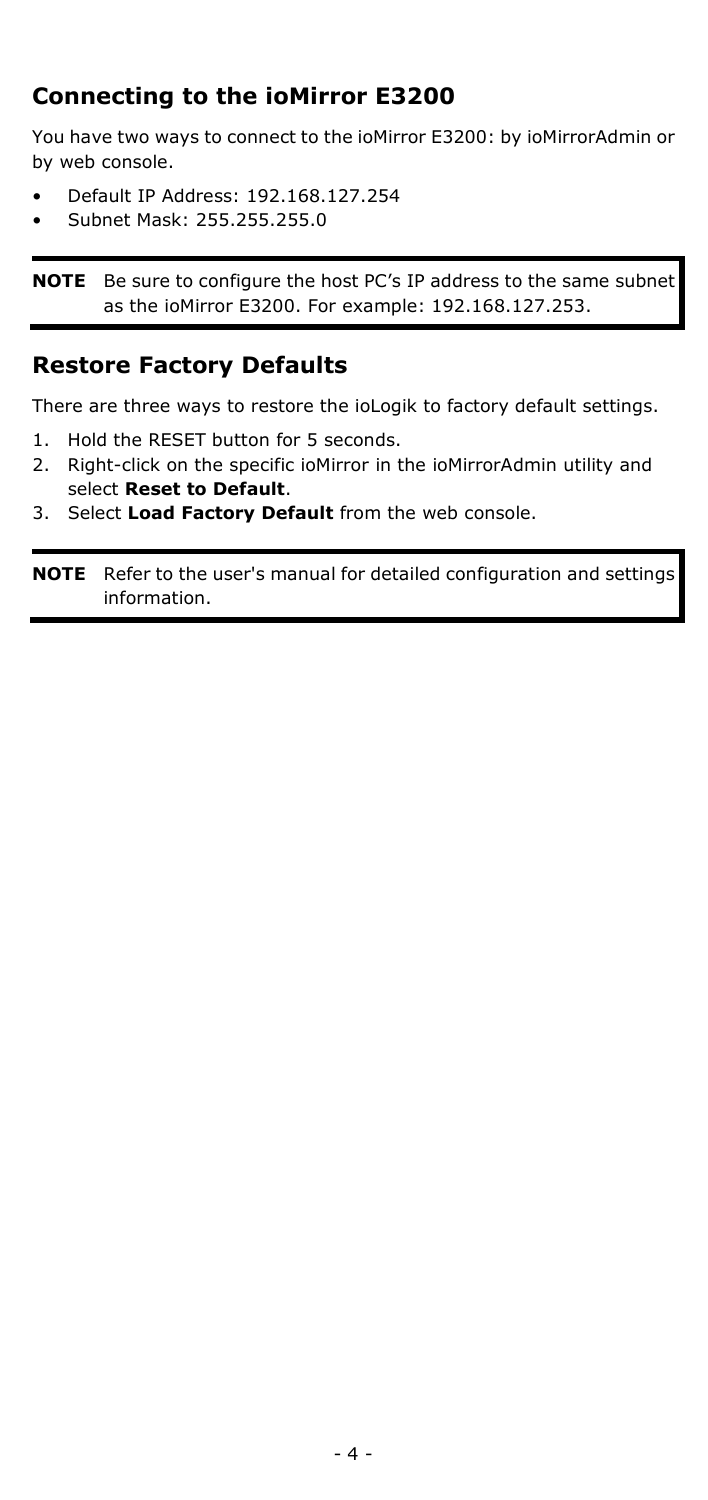## Connecting to the ioMirror E3200

You have two ways to connect to the ioMirror E3200: by ioMirrorAdmin or by web console.

- Default IP Address: 192.168.127.254
- Subnet Mask: 255.255.255.0

**NOTE** Be sure to configure the host PC's IP address to the same subnet as the ioMirror E3200. For example: 192.168.127.253.

## Restore Factory Defaults

There are three ways to restore the ioLogik to factory default settings.

1. Hold the RESET button for 5 seconds.
2. Right-click on the specific ioMirror in the ioMirrorAdmin utility and select **Reset to Default**.
3. Select **Load Factory Default** from the web console.

**NOTE** Refer to the user's manual for detailed configuration and settings information.